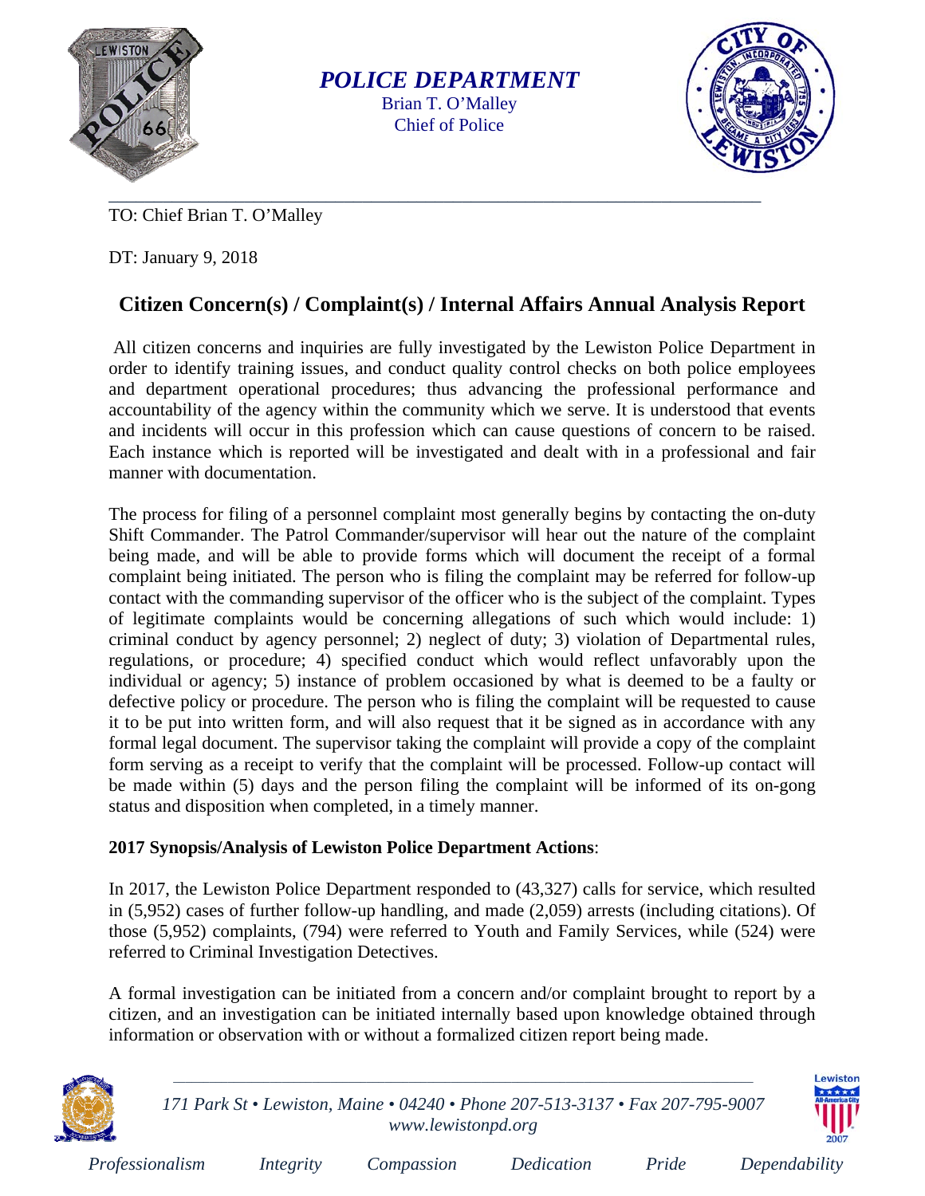**POLICE DEPARTMENT**
Brian T. O'Malley
Chief of Police

TO: Chief Brian T. O'Malley

DT: January 9, 2018

# Citizen Concern(s) / Complaint(s) / Internal Affairs Annual Analysis Report

All citizen concerns and inquiries are fully investigated by the Lewiston Police Department in order to identify training issues, and conduct quality control checks on both police employees and department operational procedures; thus advancing the professional performance and accountability of the agency within the community which we serve. It is understood that events and incidents will occur in this profession which can cause questions of concern to be raised. Each instance which is reported will be investigated and dealt with in a professional and fair manner with documentation.

The process for filing of a personnel complaint most generally begins by contacting the on-duty Shift Commander. The Patrol Commander/supervisor will hear out the nature of the complaint being made, and will be able to provide forms which will document the receipt of a formal complaint being initiated. The person who is filing the complaint may be referred for follow-up contact with the commanding supervisor of the officer who is the subject of the complaint. Types of legitimate complaints would be concerning allegations of such which would include: 1) criminal conduct by agency personnel; 2) neglect of duty; 3) violation of Departmental rules, regulations, or procedure; 4) specified conduct which would reflect unfavorably upon the individual or agency; 5) instance of problem occasioned by what is deemed to be a faulty or defective policy or procedure. The person who is filing the complaint will be requested to cause it to be put into written form, and will also request that it be signed as in accordance with any formal legal document. The supervisor taking the complaint will provide a copy of the complaint form serving as a receipt to verify that the complaint will be processed. Follow-up contact will be made within (5) days and the person filing the complaint will be informed of its on-gong status and disposition when completed, in a timely manner.

**2017 Synopsis/Analysis of Lewiston Police Department Actions**:

In 2017, the Lewiston Police Department responded to (43,327) calls for service, which resulted in (5,952) cases of further follow-up handling, and made (2,059) arrests (including citations). Of those (5,952) complaints, (794) were referred to Youth and Family Services, while (524) were referred to Criminal Investigation Detectives.

A formal investigation can be initiated from a concern and/or complaint brought to report by a citizen, and an investigation can be initiated internally based upon knowledge obtained through information or observation with or without a formalized citizen report being made.

*171 Park St • Lewiston, Maine • 04240 • Phone 207-513-3137 • Fax 207-795-9007*
*www.lewistonpd.org*

*Professionalism Integrity Compassion Dedication Pride Dependability*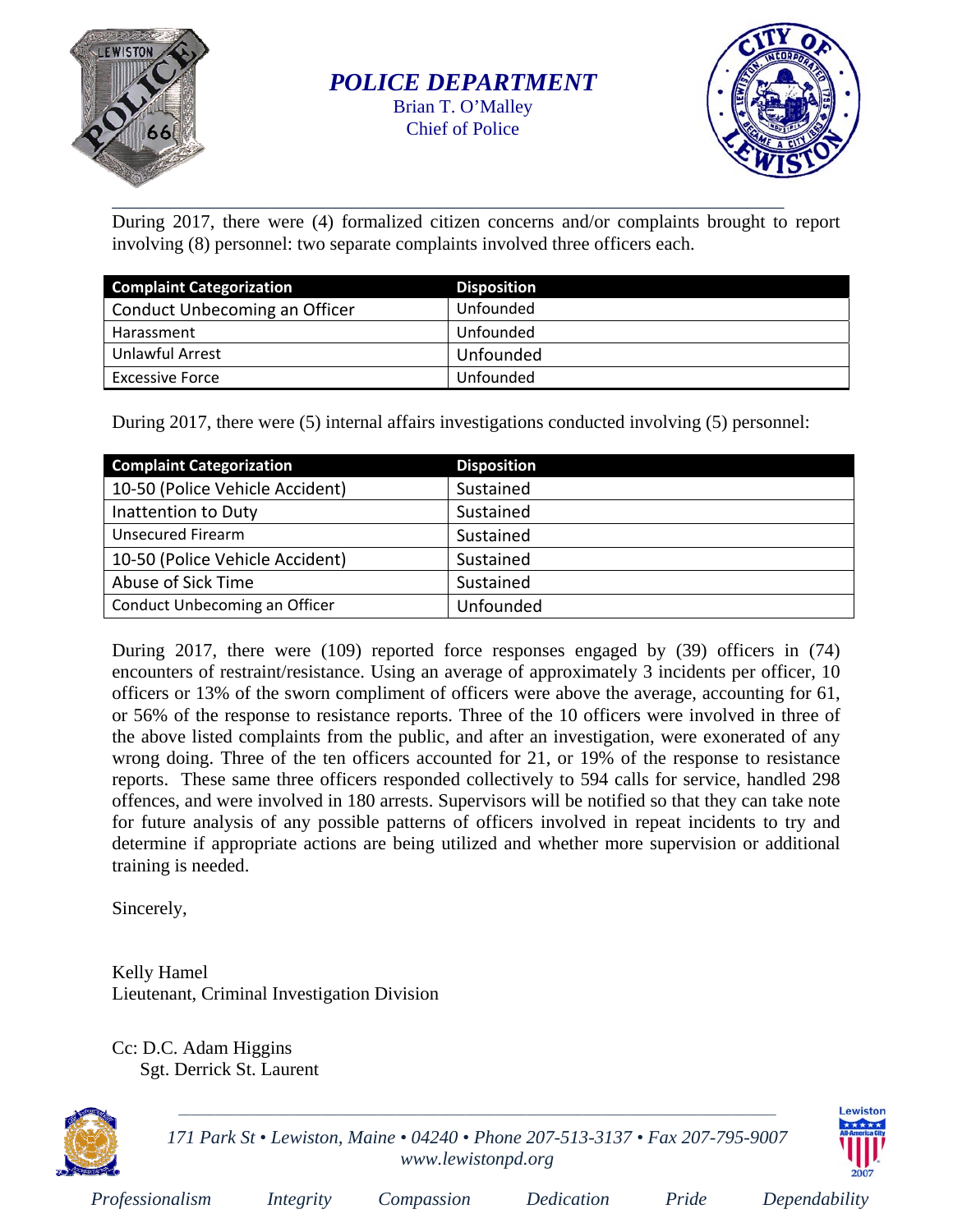# POLICE DEPARTMENT

Brian T. O'Malley
Chief of Police

During 2017, there were (4) formalized citizen concerns and/or complaints brought to report involving (8) personnel: two separate complaints involved three officers each.

| Complaint Categorization | Disposition |
|---|---|
| Conduct Unbecoming an Officer | Unfounded |
| Harassment | Unfounded |
| Unlawful Arrest | Unfounded |
| Excessive Force | Unfounded |

During 2017, there were (5) internal affairs investigations conducted involving (5) personnel:

| Complaint Categorization | Disposition |
|---|---|
| 10-50 (Police Vehicle Accident) | Sustained |
| Inattention to Duty | Sustained |
| Unsecured Firearm | Sustained |
| 10-50 (Police Vehicle Accident) | Sustained |
| Abuse of Sick Time | Sustained |
| Conduct Unbecoming an Officer | Unfounded |

During 2017, there were (109) reported force responses engaged by (39) officers in (74) encounters of restraint/resistance. Using an average of approximately 3 incidents per officer, 10 officers or 13% of the sworn compliment of officers were above the average, accounting for 61, or 56% of the response to resistance reports. Three of the 10 officers were involved in three of the above listed complaints from the public, and after an investigation, were exonerated of any wrong doing. Three of the ten officers accounted for 21, or 19% of the response to resistance reports. These same three officers responded collectively to 594 calls for service, handled 298 offences, and were involved in 180 arrests. Supervisors will be notified so that they can take note for future analysis of any possible patterns of officers involved in repeat incidents to try and determine if appropriate actions are being utilized and whether more supervision or additional training is needed.

Sincerely,

Kelly Hamel
Lieutenant, Criminal Investigation Division

Cc: D.C. Adam Higgins
Sgt. Derrick St. Laurent

*171 Park St • Lewiston, Maine • 04240 • Phone 207-513-3137 • Fax 207-795-9007*
*www.lewistonpd.org*

*Professionalism Integrity Compassion Dedication Pride Dependability*